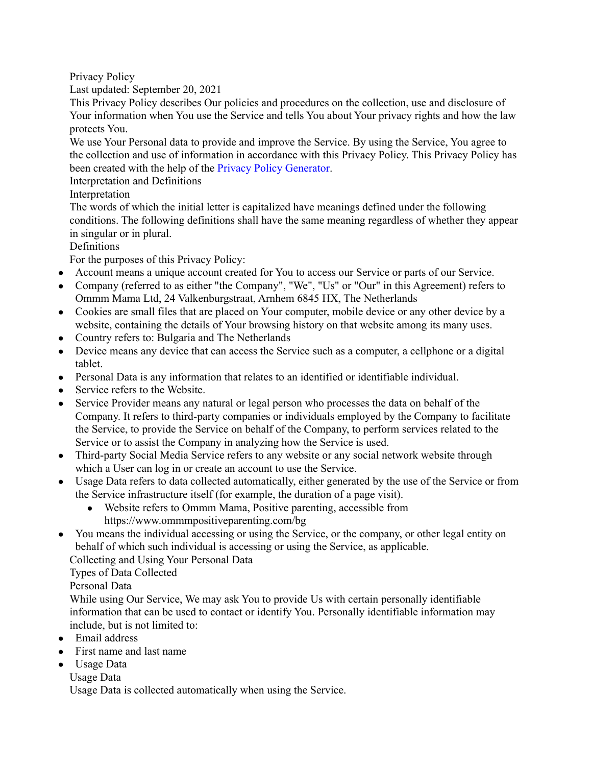# Privacy Policy

Last updated: September 20, 2021

This Privacy Policy describes Our policies and procedures on the collection, use and disclosure of Your information when You use the Service and tells You about Your privacy rights and how the law protects You.

We use Your Personal data to provide and improve the Service. By using the Service, You agree to the collection and use of information in accordance with this Privacy Policy. This Privacy Policy has been created with the help of the Privacy Policy Generator.

## Interpretation and Definitions

### Interpretation

The words of which the initial letter is capitalized have meanings defined under the following conditions. The following definitions shall have the same meaning regardless of whether they appear in singular or in plural.

### Definitions

For the purposes of this Privacy Policy:

- Account means a unique account created for You to access our Service or parts of our Service.
- Company (referred to as either "the Company", "We", "Us" or "Our" in this Agreement) refers to Ommm Mama Ltd, 24 Valkenburgstraat, Arnhem 6845 HX, The Netherlands
- Cookies are small files that are placed on Your computer, mobile device or any other device by a website, containing the details of Your browsing history on that website among its many uses.
- Country refers to: Bulgaria and The Netherlands
- Device means any device that can access the Service such as a computer, a cellphone or a digital tablet.
- Personal Data is any information that relates to an identified or identifiable individual.
- Service refers to the Website.
- Service Provider means any natural or legal person who processes the data on behalf of the Company. It refers to third-party companies or individuals employed by the Company to facilitate the Service, to provide the Service on behalf of the Company, to perform services related to the Service or to assist the Company in analyzing how the Service is used.
- Third-party Social Media Service refers to any website or any social network website through which a User can log in or create an account to use the Service.
- Usage Data refers to data collected automatically, either generated by the use of the Service or from the Service infrastructure itself (for example, the duration of a page visit).
    - Website refers to Ommm Mama, Positive parenting, accessible from https://www.ommmpositiveparenting.com/bg
- You means the individual accessing or using the Service, or the company, or other legal entity on behalf of which such individual is accessing or using the Service, as applicable.

## Collecting and Using Your Personal Data

### Types of Data Collected

#### Personal Data

While using Our Service, We may ask You to provide Us with certain personally identifiable information that can be used to contact or identify You. Personally identifiable information may include, but is not limited to:

- Email address
- First name and last name
- Usage Data

#### Usage Data

Usage Data is collected automatically when using the Service.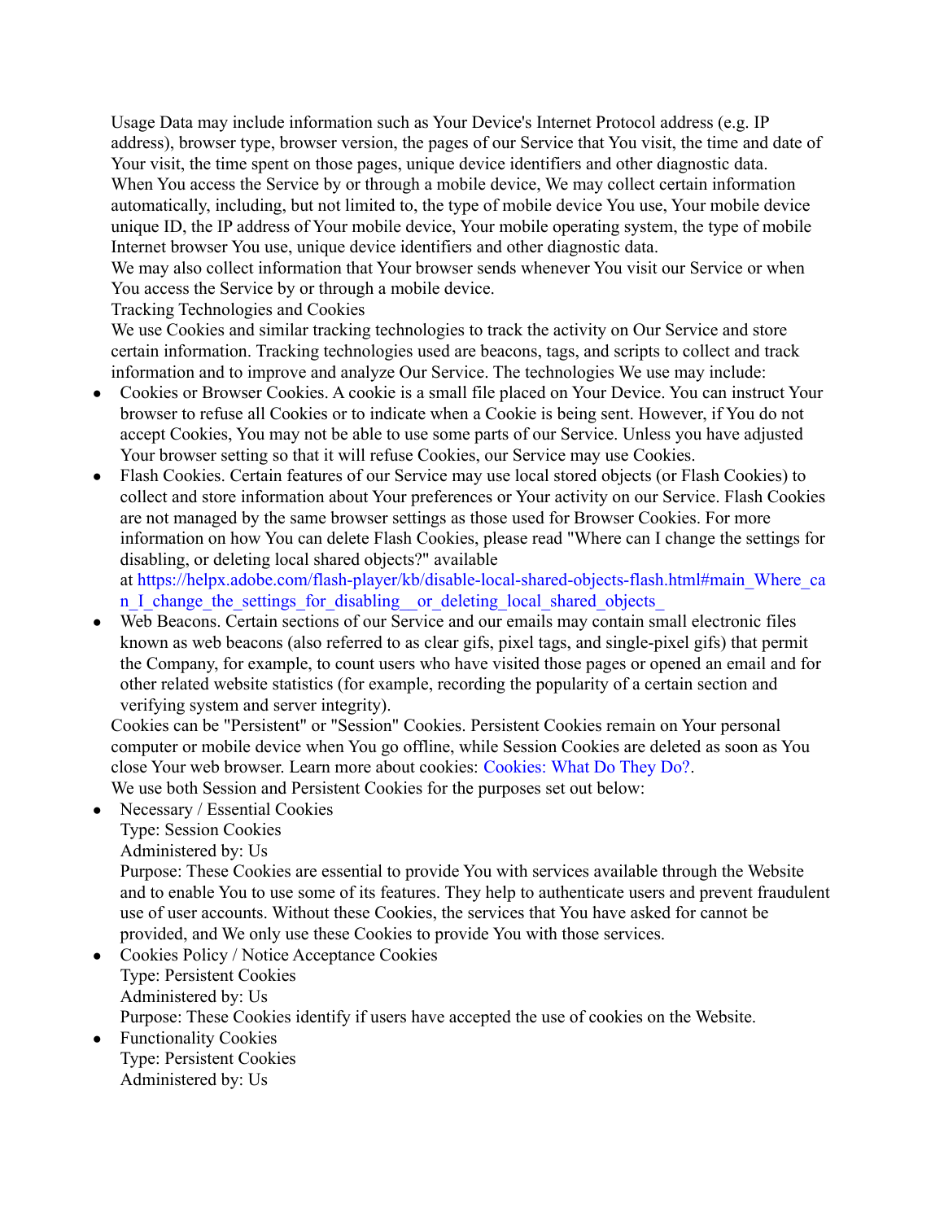Usage Data may include information such as Your Device's Internet Protocol address (e.g. IP address), browser type, browser version, the pages of our Service that You visit, the time and date of Your visit, the time spent on those pages, unique device identifiers and other diagnostic data.

When You access the Service by or through a mobile device, We may collect certain information automatically, including, but not limited to, the type of mobile device You use, Your mobile device unique ID, the IP address of Your mobile device, Your mobile operating system, the type of mobile Internet browser You use, unique device identifiers and other diagnostic data.

We may also collect information that Your browser sends whenever You visit our Service or when You access the Service by or through a mobile device.

Tracking Technologies and Cookies

We use Cookies and similar tracking technologies to track the activity on Our Service and store certain information. Tracking technologies used are beacons, tags, and scripts to collect and track information and to improve and analyze Our Service. The technologies We use may include:

- Cookies or Browser Cookies. A cookie is a small file placed on Your Device. You can instruct Your browser to refuse all Cookies or to indicate when a Cookie is being sent. However, if You do not accept Cookies, You may not be able to use some parts of our Service. Unless you have adjusted Your browser setting so that it will refuse Cookies, our Service may use Cookies.
- Flash Cookies. Certain features of our Service may use local stored objects (or Flash Cookies) to collect and store information about Your preferences or Your activity on our Service. Flash Cookies are not managed by the same browser settings as those used for Browser Cookies. For more information on how You can delete Flash Cookies, please read "Where can I change the settings for disabling, or deleting local shared objects?" available at https://helpx.adobe.com/flash-player/kb/disable-local-shared-objects-flash.html#main_Where_can_I_change_the_settings_for_disabling__or_deleting_local_shared_objects_
- Web Beacons. Certain sections of our Service and our emails may contain small electronic files known as web beacons (also referred to as clear gifs, pixel tags, and single-pixel gifs) that permit the Company, for example, to count users who have visited those pages or opened an email and for other related website statistics (for example, recording the popularity of a certain section and verifying system and server integrity).

Cookies can be "Persistent" or "Session" Cookies. Persistent Cookies remain on Your personal computer or mobile device when You go offline, while Session Cookies are deleted as soon as You close Your web browser. Learn more about cookies: Cookies: What Do They Do?.

We use both Session and Persistent Cookies for the purposes set out below:

- Necessary / Essential Cookies
  Type: Session Cookies
  Administered by: Us
  Purpose: These Cookies are essential to provide You with services available through the Website and to enable You to use some of its features. They help to authenticate users and prevent fraudulent use of user accounts. Without these Cookies, the services that You have asked for cannot be provided, and We only use these Cookies to provide You with those services.
- Cookies Policy / Notice Acceptance Cookies
  Type: Persistent Cookies
  Administered by: Us
  Purpose: These Cookies identify if users have accepted the use of cookies on the Website.
- Functionality Cookies
  Type: Persistent Cookies
  Administered by: Us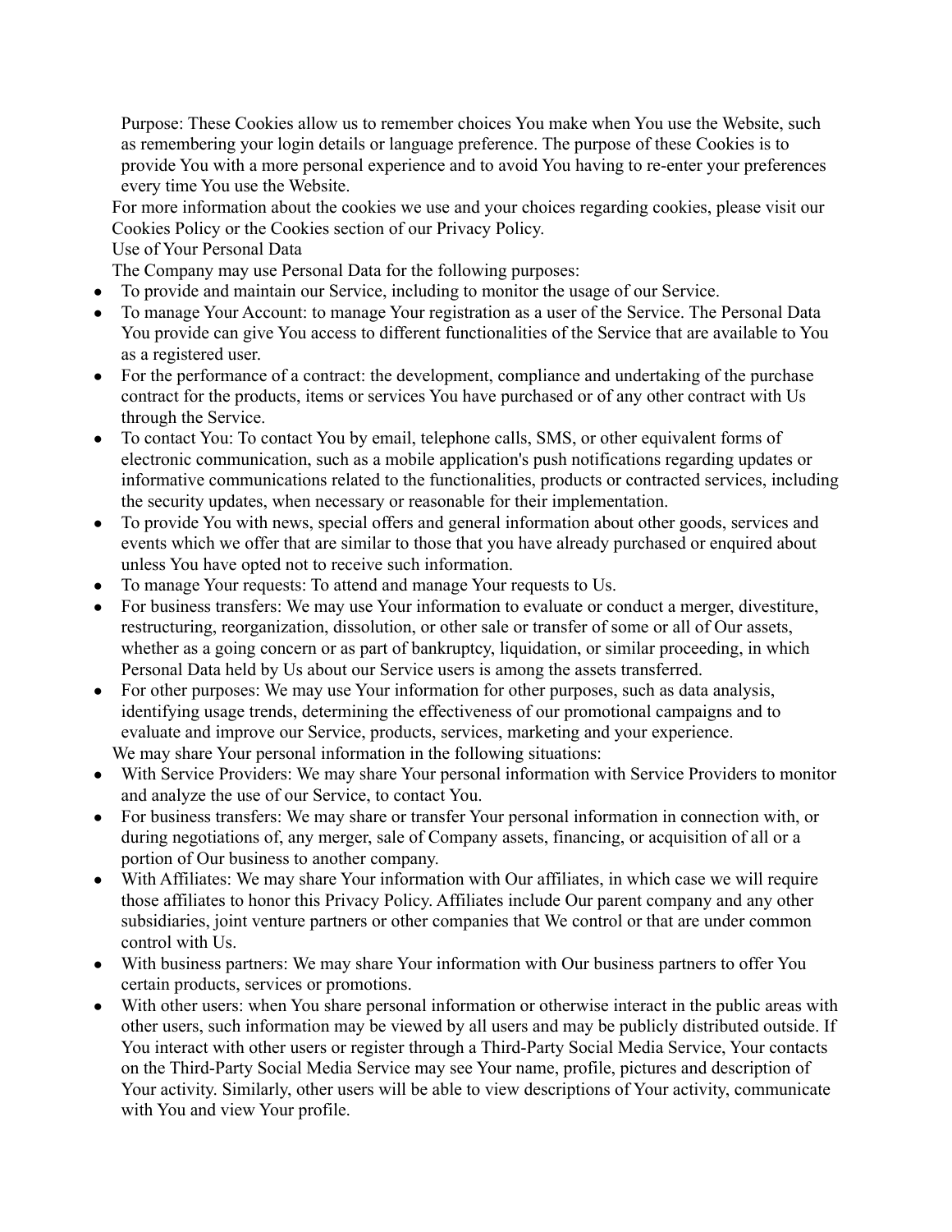Purpose: These Cookies allow us to remember choices You make when You use the Website, such as remembering your login details or language preference. The purpose of these Cookies is to provide You with a more personal experience and to avoid You having to re-enter your preferences every time You use the Website.

For more information about the cookies we use and your choices regarding cookies, please visit our Cookies Policy or the Cookies section of our Privacy Policy.

Use of Your Personal Data

The Company may use Personal Data for the following purposes:

- To provide and maintain our Service, including to monitor the usage of our Service.
- To manage Your Account: to manage Your registration as a user of the Service. The Personal Data You provide can give You access to different functionalities of the Service that are available to You as a registered user.
- For the performance of a contract: the development, compliance and undertaking of the purchase contract for the products, items or services You have purchased or of any other contract with Us through the Service.
- To contact You: To contact You by email, telephone calls, SMS, or other equivalent forms of electronic communication, such as a mobile application's push notifications regarding updates or informative communications related to the functionalities, products or contracted services, including the security updates, when necessary or reasonable for their implementation.
- To provide You with news, special offers and general information about other goods, services and events which we offer that are similar to those that you have already purchased or enquired about unless You have opted not to receive such information.
- To manage Your requests: To attend and manage Your requests to Us.
- For business transfers: We may use Your information to evaluate or conduct a merger, divestiture, restructuring, reorganization, dissolution, or other sale or transfer of some or all of Our assets, whether as a going concern or as part of bankruptcy, liquidation, or similar proceeding, in which Personal Data held by Us about our Service users is among the assets transferred.
- For other purposes: We may use Your information for other purposes, such as data analysis, identifying usage trends, determining the effectiveness of our promotional campaigns and to evaluate and improve our Service, products, services, marketing and your experience.

We may share Your personal information in the following situations:

- With Service Providers: We may share Your personal information with Service Providers to monitor and analyze the use of our Service, to contact You.
- For business transfers: We may share or transfer Your personal information in connection with, or during negotiations of, any merger, sale of Company assets, financing, or acquisition of all or a portion of Our business to another company.
- With Affiliates: We may share Your information with Our affiliates, in which case we will require those affiliates to honor this Privacy Policy. Affiliates include Our parent company and any other subsidiaries, joint venture partners or other companies that We control or that are under common control with Us.
- With business partners: We may share Your information with Our business partners to offer You certain products, services or promotions.
- With other users: when You share personal information or otherwise interact in the public areas with other users, such information may be viewed by all users and may be publicly distributed outside. If You interact with other users or register through a Third-Party Social Media Service, Your contacts on the Third-Party Social Media Service may see Your name, profile, pictures and description of Your activity. Similarly, other users will be able to view descriptions of Your activity, communicate with You and view Your profile.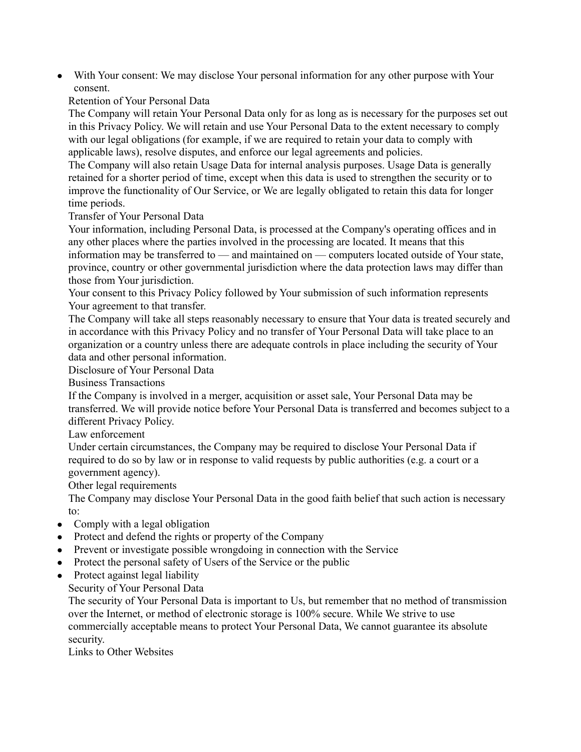- With Your consent: We may disclose Your personal information for any other purpose with Your consent.

## Retention of Your Personal Data

The Company will retain Your Personal Data only for as long as is necessary for the purposes set out in this Privacy Policy. We will retain and use Your Personal Data to the extent necessary to comply with our legal obligations (for example, if we are required to retain your data to comply with applicable laws), resolve disputes, and enforce our legal agreements and policies.

The Company will also retain Usage Data for internal analysis purposes. Usage Data is generally retained for a shorter period of time, except when this data is used to strengthen the security or to improve the functionality of Our Service, or We are legally obligated to retain this data for longer time periods.

## Transfer of Your Personal Data

Your information, including Personal Data, is processed at the Company's operating offices and in any other places where the parties involved in the processing are located. It means that this information may be transferred to — and maintained on — computers located outside of Your state, province, country or other governmental jurisdiction where the data protection laws may differ than those from Your jurisdiction.

Your consent to this Privacy Policy followed by Your submission of such information represents Your agreement to that transfer.

The Company will take all steps reasonably necessary to ensure that Your data is treated securely and in accordance with this Privacy Policy and no transfer of Your Personal Data will take place to an organization or a country unless there are adequate controls in place including the security of Your data and other personal information.

## Disclosure of Your Personal Data

### Business Transactions

If the Company is involved in a merger, acquisition or asset sale, Your Personal Data may be transferred. We will provide notice before Your Personal Data is transferred and becomes subject to a different Privacy Policy.

### Law enforcement

Under certain circumstances, the Company may be required to disclose Your Personal Data if required to do so by law or in response to valid requests by public authorities (e.g. a court or a government agency).

### Other legal requirements

The Company may disclose Your Personal Data in the good faith belief that such action is necessary to:

- Comply with a legal obligation
- Protect and defend the rights or property of the Company
- Prevent or investigate possible wrongdoing in connection with the Service
- Protect the personal safety of Users of the Service or the public
- Protect against legal liability

## Security of Your Personal Data

The security of Your Personal Data is important to Us, but remember that no method of transmission over the Internet, or method of electronic storage is 100% secure. While We strive to use commercially acceptable means to protect Your Personal Data, We cannot guarantee its absolute security.

## Links to Other Websites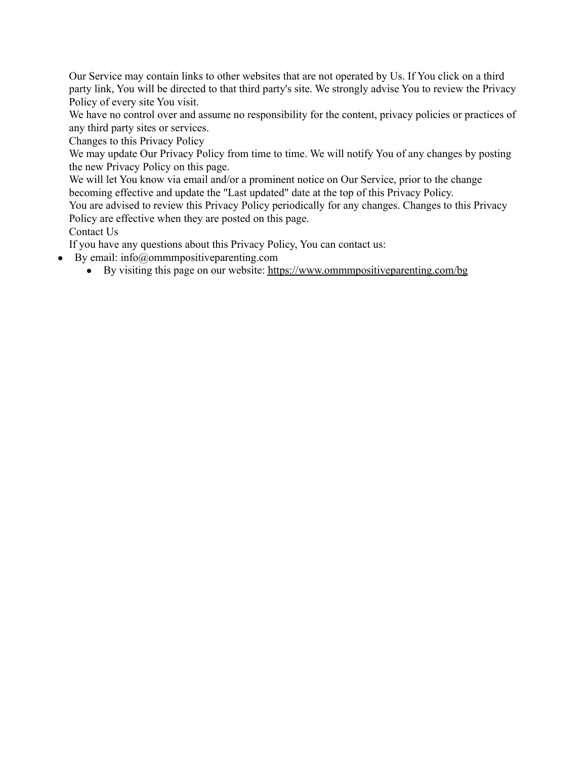Our Service may contain links to other websites that are not operated by Us. If You click on a third party link, You will be directed to that third party's site. We strongly advise You to review the Privacy Policy of every site You visit.

We have no control over and assume no responsibility for the content, privacy policies or practices of any third party sites or services.

## Changes to this Privacy Policy

We may update Our Privacy Policy from time to time. We will notify You of any changes by posting the new Privacy Policy on this page.

We will let You know via email and/or a prominent notice on Our Service, prior to the change becoming effective and update the "Last updated" date at the top of this Privacy Policy.

You are advised to review this Privacy Policy periodically for any changes. Changes to this Privacy Policy are effective when they are posted on this page.

## Contact Us

If you have any questions about this Privacy Policy, You can contact us:

- By email: info@ommmpositiveparenting.com
  - By visiting this page on our website: [https://www.ommmpositiveparenting.com/bg](https://www.ommmpositiveparenting.com/bg)